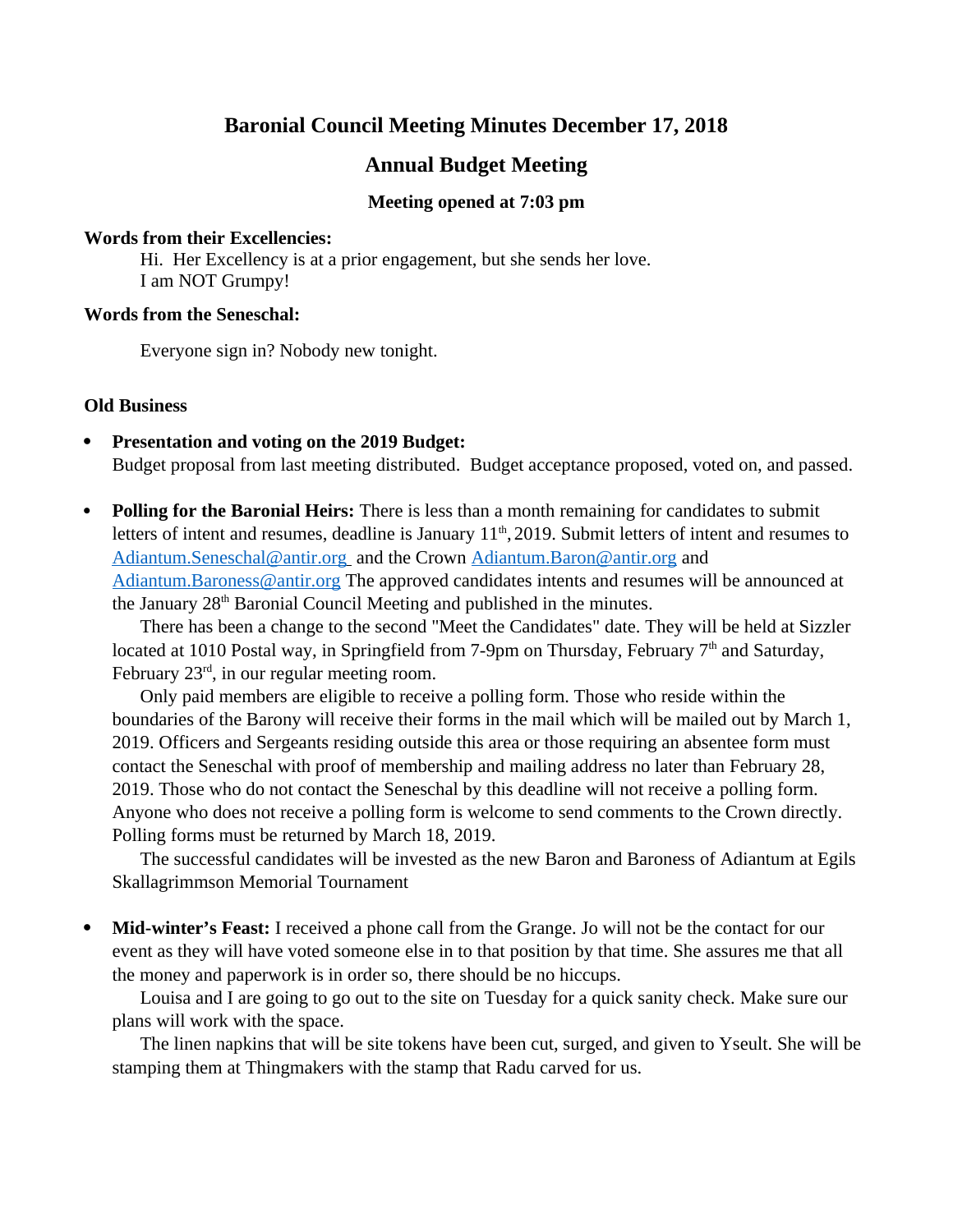# Baronial Council Meeting Minutes December 17, 2018

## Annual Budget Meeting

### Meeting opened at 7:03 pm

**Words from their Excellencies:**

Hi. Her Excellency is at a prior engagement, but she sends her love.
I am NOT Grumpy!

**Words from the Seneschal:**

Everyone sign in? Nobody new tonight.

**Old Business**

- **Presentation and voting on the 2019 Budget:**
  Budget proposal from last meeting distributed. Budget acceptance proposed, voted on, and passed.

- **Polling for the Baronial Heirs:** There is less than a month remaining for candidates to submit letters of intent and resumes, deadline is January 11th, 2019. Submit letters of intent and resumes to Adiantum.Seneschal@antir.org and the Crown Adiantum.Baron@antir.org and Adiantum.Baroness@antir.org The approved candidates intents and resumes will be announced at the January 28th Baronial Council Meeting and published in the minutes.

  There has been a change to the second "Meet the Candidates" date. They will be held at Sizzler located at 1010 Postal way, in Springfield from 7-9pm on Thursday, February 7th and Saturday, February 23rd, in our regular meeting room.

  Only paid members are eligible to receive a polling form. Those who reside within the boundaries of the Barony will receive their forms in the mail which will be mailed out by March 1, 2019. Officers and Sergeants residing outside this area or those requiring an absentee form must contact the Seneschal with proof of membership and mailing address no later than February 28, 2019. Those who do not contact the Seneschal by this deadline will not receive a polling form. Anyone who does not receive a polling form is welcome to send comments to the Crown directly. Polling forms must be returned by March 18, 2019.

  The successful candidates will be invested as the new Baron and Baroness of Adiantum at Egils Skallagrimmson Memorial Tournament

- **Mid-winter's Feast:** I received a phone call from the Grange. Jo will not be the contact for our event as they will have voted someone else in to that position by that time. She assures me that all the money and paperwork is in order so, there should be no hiccups.

  Louisa and I are going to go out to the site on Tuesday for a quick sanity check. Make sure our plans will work with the space.

  The linen napkins that will be site tokens have been cut, surged, and given to Yseult. She will be stamping them at Thingmakers with the stamp that Radu carved for us.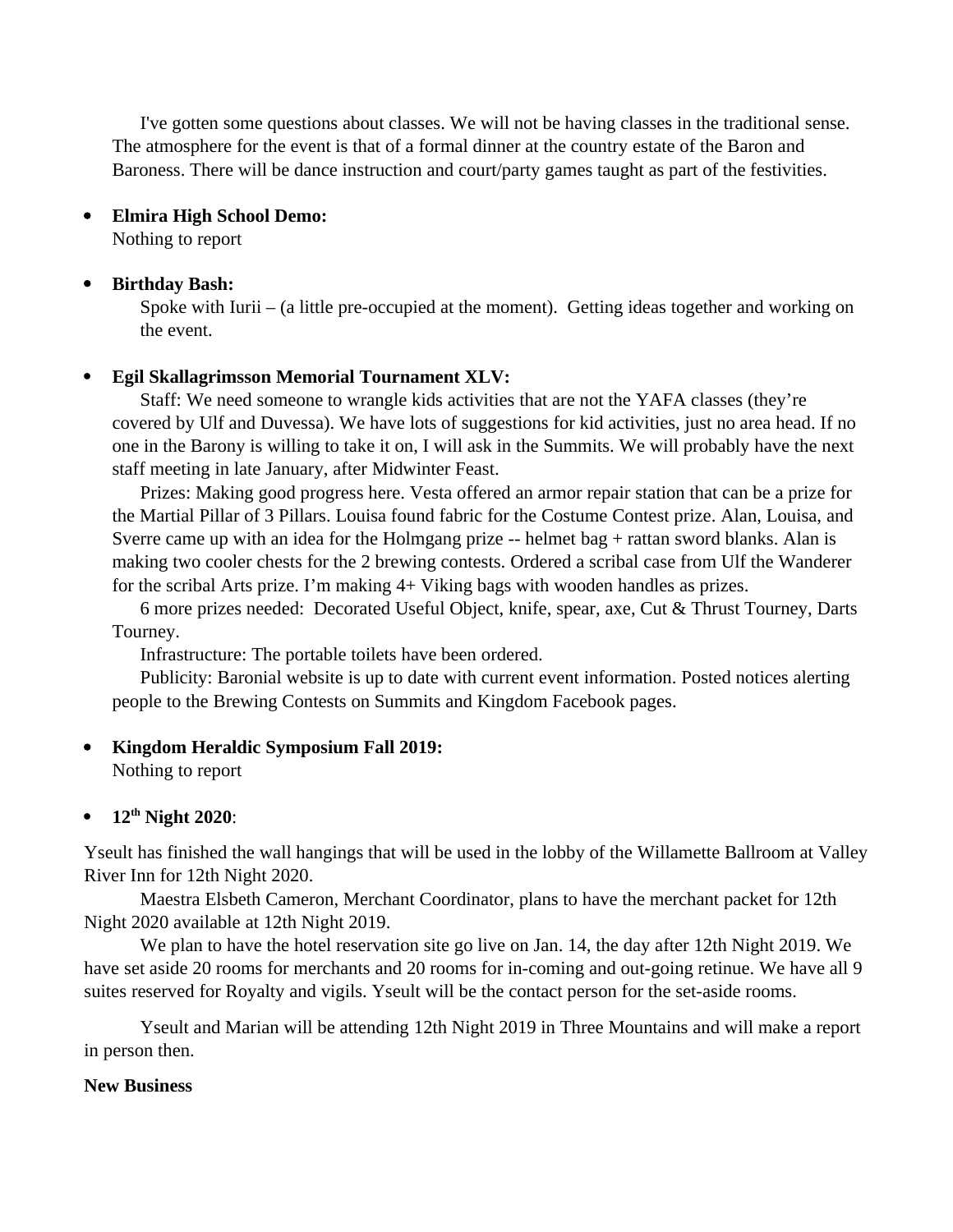I've gotten some questions about classes. We will not be having classes in the traditional sense. The atmosphere for the event is that of a formal dinner at the country estate of the Baron and Baroness. There will be dance instruction and court/party games taught as part of the festivities.

- **Elmira High School Demo:**
  Nothing to report

- **Birthday Bash:**
  Spoke with Iurii – (a little pre-occupied at the moment). Getting ideas together and working on the event.

- **Egil Skallagrimsson Memorial Tournament XLV:**
  Staff: We need someone to wrangle kids activities that are not the YAFA classes (they're covered by Ulf and Duvessa). We have lots of suggestions for kid activities, just no area head. If no one in the Barony is willing to take it on, I will ask in the Summits. We will probably have the next staff meeting in late January, after Midwinter Feast.

  Prizes: Making good progress here. Vesta offered an armor repair station that can be a prize for the Martial Pillar of 3 Pillars. Louisa found fabric for the Costume Contest prize. Alan, Louisa, and Sverre came up with an idea for the Holmgang prize -- helmet bag + rattan sword blanks. Alan is making two cooler chests for the 2 brewing contests. Ordered a scribal case from Ulf the Wanderer for the scribal Arts prize. I'm making 4+ Viking bags with wooden handles as prizes.

  6 more prizes needed: Decorated Useful Object, knife, spear, axe, Cut & Thrust Tourney, Darts Tourney.

  Infrastructure: The portable toilets have been ordered.

  Publicity: Baronial website is up to date with current event information. Posted notices alerting people to the Brewing Contests on Summits and Kingdom Facebook pages.

- **Kingdom Heraldic Symposium Fall 2019:**
  Nothing to report

- **12th Night 2020**:

Yseult has finished the wall hangings that will be used in the lobby of the Willamette Ballroom at Valley River Inn for 12th Night 2020.

Maestra Elsbeth Cameron, Merchant Coordinator, plans to have the merchant packet for 12th Night 2020 available at 12th Night 2019.

We plan to have the hotel reservation site go live on Jan. 14, the day after 12th Night 2019. We have set aside 20 rooms for merchants and 20 rooms for in-coming and out-going retinue. We have all 9 suites reserved for Royalty and vigils. Yseult will be the contact person for the set-aside rooms.

Yseult and Marian will be attending 12th Night 2019 in Three Mountains and will make a report in person then.

**New Business**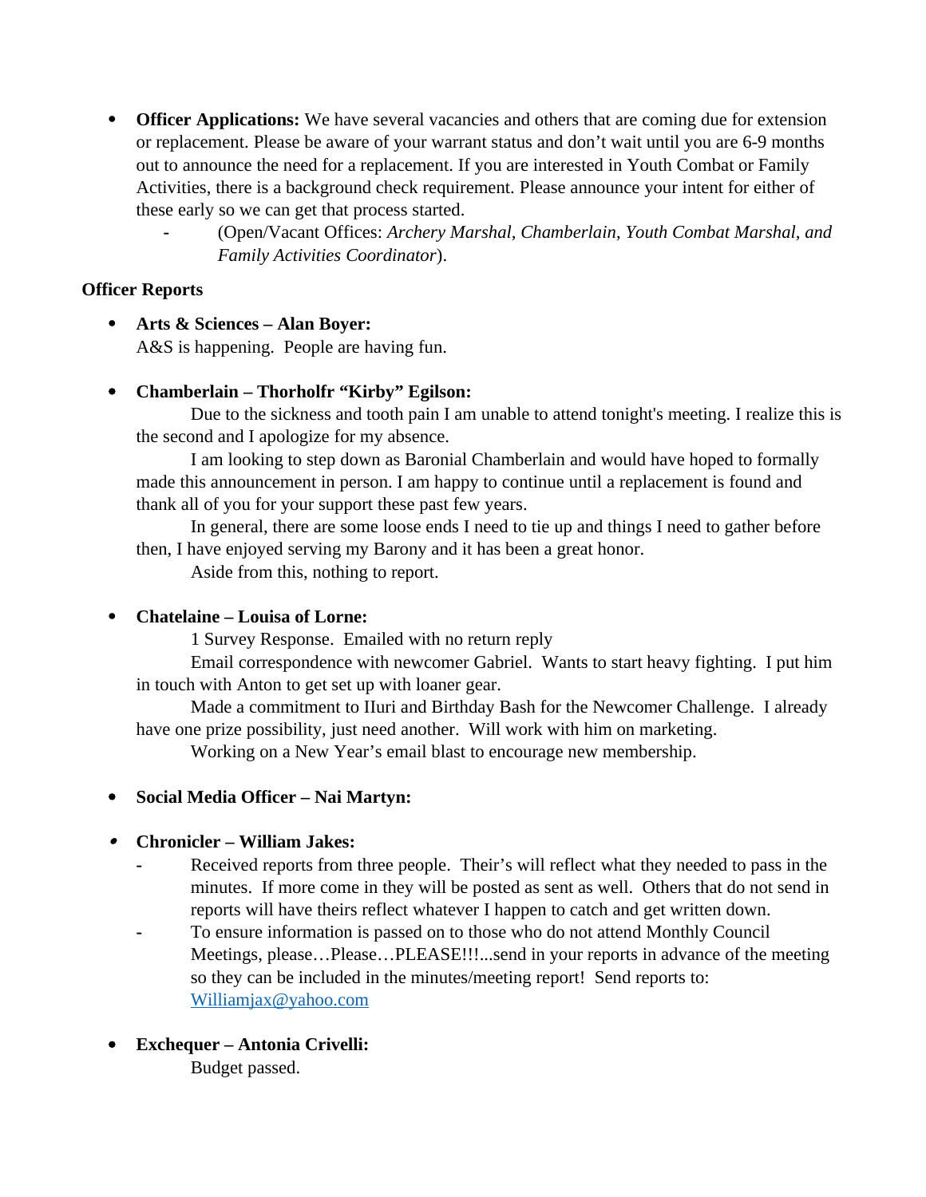- **Officer Applications:** We have several vacancies and others that are coming due for extension or replacement. Please be aware of your warrant status and don't wait until you are 6-9 months out to announce the need for a replacement. If you are interested in Youth Combat or Family Activities, there is a background check requirement. Please announce your intent for either of these early so we can get that process started.
  - (Open/Vacant Offices: *Archery Marshal*, *Chamberlain*, *Youth Combat Marshal, and Family Activities Coordinator*).

**Officer Reports**

- **Arts & Sciences – Alan Boyer:**
  A&S is happening. People are having fun.

- **Chamberlain – Thorholfr "Kirby" Egilson:**
  Due to the sickness and tooth pain I am unable to attend tonight's meeting. I realize this is the second and I apologize for my absence.
  I am looking to step down as Baronial Chamberlain and would have hoped to formally made this announcement in person. I am happy to continue until a replacement is found and thank all of you for your support these past few years.
  In general, there are some loose ends I need to tie up and things I need to gather before then, I have enjoyed serving my Barony and it has been a great honor.
  Aside from this, nothing to report.

- **Chatelaine – Louisa of Lorne:**
  1 Survey Response. Emailed with no return reply
  Email correspondence with newcomer Gabriel. Wants to start heavy fighting. I put him in touch with Anton to get set up with loaner gear.
  Made a commitment to IIuri and Birthday Bash for the Newcomer Challenge. I already have one prize possibility, just need another. Will work with him on marketing.
  Working on a New Year's email blast to encourage new membership.

- **Social Media Officer – Nai Martyn:**

- **Chronicler – William Jakes:**
  - Received reports from three people. Their's will reflect what they needed to pass in the minutes. If more come in they will be posted as sent as well. Others that do not send in reports will have theirs reflect whatever I happen to catch and get written down.
  - To ensure information is passed on to those who do not attend Monthly Council Meetings, please…Please…PLEASE!!!...send in your reports in advance of the meeting so they can be included in the minutes/meeting report! Send reports to: Williamjax@yahoo.com

- **Exchequer – Antonia Crivelli:**
  Budget passed.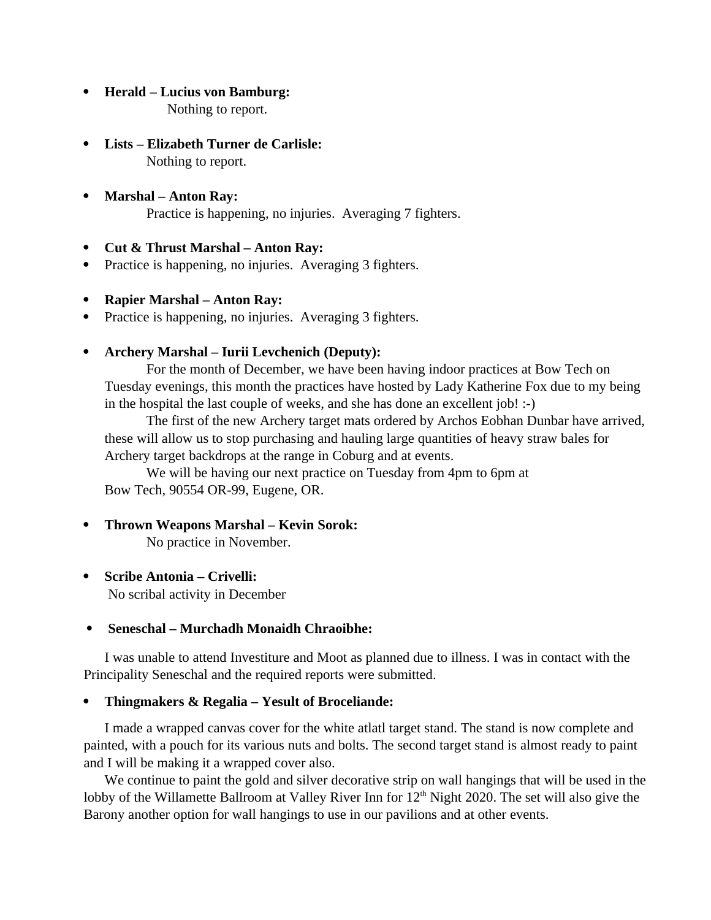- **Herald – Lucius von Bamburg:**
  Nothing to report.

- **Lists – Elizabeth Turner de Carlisle:**
  Nothing to report.

- **Marshal – Anton Ray:**
  Practice is happening, no injuries.  Averaging 7 fighters.

- **Cut & Thrust Marshal – Anton Ray:**
- Practice is happening, no injuries.  Averaging 3 fighters.

- **Rapier Marshal – Anton Ray:**
- Practice is happening, no injuries.  Averaging 3 fighters.

- **Archery Marshal – Iurii Levchenich (Deputy):**

  For the month of December, we have been having indoor practices at Bow Tech on Tuesday evenings, this month the practices have hosted by Lady Katherine Fox due to my being in the hospital the last couple of weeks, and she has done an excellent job! :-)

  The first of the new Archery target mats ordered by Archos Eobhan Dunbar have arrived, these will allow us to stop purchasing and hauling large quantities of heavy straw bales for Archery target backdrops at the range in Coburg and at events.

  We will be having our next practice on Tuesday from 4pm to 6pm at
  Bow Tech, 90554 OR-99, Eugene, OR.

- **Thrown Weapons Marshal – Kevin Sorok:**
  No practice in November.

- **Scribe Antonia – Crivelli:**
  No scribal activity in December

- **Seneschal – Murchadh Monaidh Chraoibhe:**

I was unable to attend Investiture and Moot as planned due to illness. I was in contact with the Principality Seneschal and the required reports were submitted.

- **Thingmakers & Regalia – Yesult of Broceliande:**

I made a wrapped canvas cover for the white atlatl target stand. The stand is now complete and painted, with a pouch for its various nuts and bolts. The second target stand is almost ready to paint and I will be making it a wrapped cover also.

We continue to paint the gold and silver decorative strip on wall hangings that will be used in the lobby of the Willamette Ballroom at Valley River Inn for 12th Night 2020. The set will also give the Barony another option for wall hangings to use in our pavilions and at other events.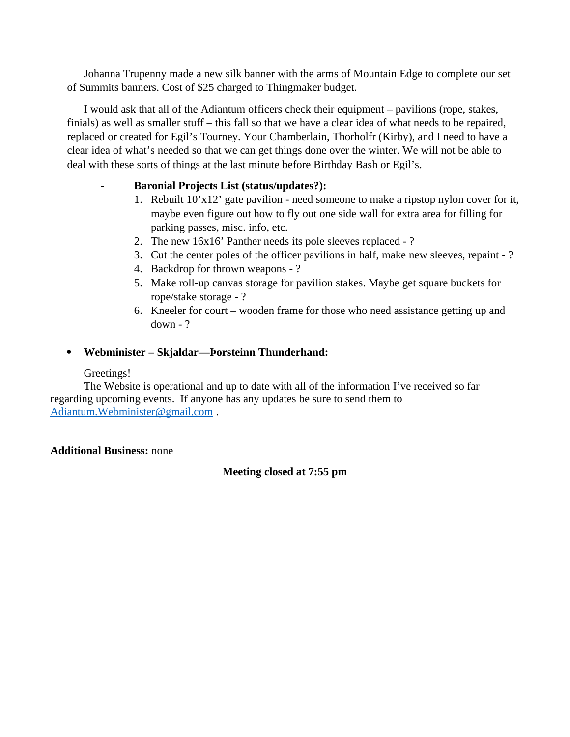Johanna Trupenny made a new silk banner with the arms of Mountain Edge to complete our set of Summits banners. Cost of $25 charged to Thingmaker budget.

I would ask that all of the Adiantum officers check their equipment – pavilions (rope, stakes, finials) as well as smaller stuff – this fall so that we have a clear idea of what needs to be repaired, replaced or created for Egil's Tourney. Your Chamberlain, Thorholfr (Kirby), and I need to have a clear idea of what's needed so that we can get things done over the winter. We will not be able to deal with these sorts of things at the last minute before Birthday Bash or Egil's.

- **Baronial Projects List (status/updates?):**
  1. Rebuilt 10'x12' gate pavilion - need someone to make a ripstop nylon cover for it, maybe even figure out how to fly out one side wall for extra area for filling for parking passes, misc. info, etc.
  2. The new 16x16' Panther needs its pole sleeves replaced - ?
  3. Cut the center poles of the officer pavilions in half, make new sleeves, repaint - ?
  4. Backdrop for thrown weapons - ?
  5. Make roll-up canvas storage for pavilion stakes. Maybe get square buckets for rope/stake storage - ?
  6. Kneeler for court – wooden frame for those who need assistance getting up and down - ?

- **Webminister – Skjaldar—Þorsteinn Thunderhand:**

  Greetings!

  The Website is operational and up to date with all of the information I've received so far regarding upcoming events. If anyone has any updates be sure to send them to Adiantum.Webminister@gmail.com .

**Additional Business:** none

**Meeting closed at 7:55 pm**